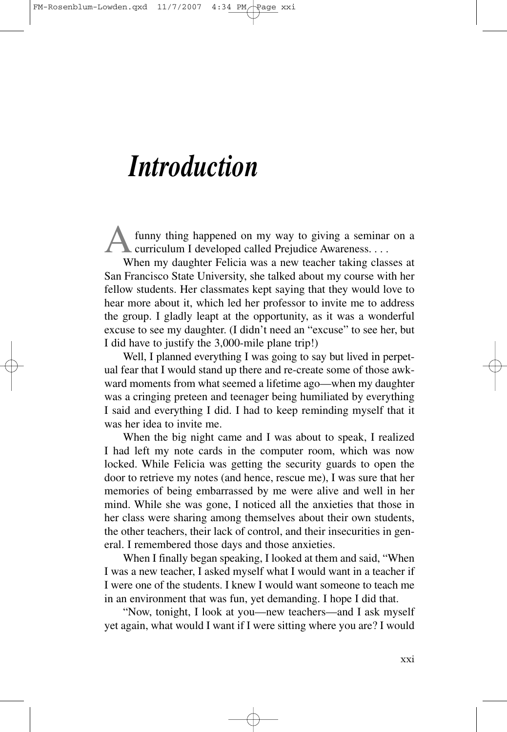# Introduction

A funny thing happened on my way to giving a seminar on a curriculum I developed called Prejudice Awareness. . . .

When my daughter Felicia was a new teacher taking classes at San Francisco State University, she talked about my course with her fellow students. Her classmates kept saying that they would love to hear more about it, which led her professor to invite me to address the group. I gladly leapt at the opportunity, as it was a wonderful excuse to see my daughter. (I didn't need an "excuse" to see her, but I did have to justify the 3,000-mile plane trip!)

Well, I planned everything I was going to say but lived in perpetual fear that I would stand up there and re-create some of those awkward moments from what seemed a lifetime ago—when my daughter was a cringing preteen and teenager being humiliated by everything I said and everything I did. I had to keep reminding myself that it was her idea to invite me.

When the big night came and I was about to speak, I realized I had left my note cards in the computer room, which was now locked. While Felicia was getting the security guards to open the door to retrieve my notes (and hence, rescue me), I was sure that her memories of being embarrassed by me were alive and well in her mind. While she was gone, I noticed all the anxieties that those in her class were sharing among themselves about their own students, the other teachers, their lack of control, and their insecurities in general. I remembered those days and those anxieties.

When I finally began speaking, I looked at them and said, "When I was a new teacher, I asked myself what I would want in a teacher if I were one of the students. I knew I would want someone to teach me in an environment that was fun, yet demanding. I hope I did that.

"Now, tonight, I look at you—new teachers—and I ask myself yet again, what would I want if I were sitting where you are? I would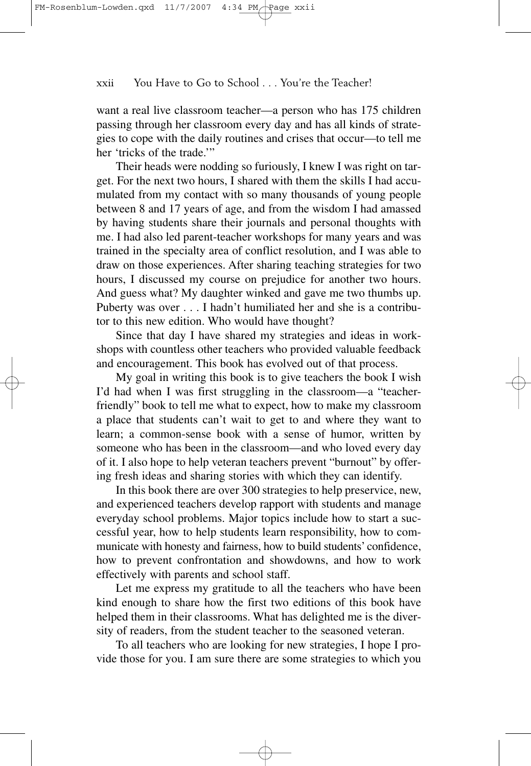want a real live classroom teacher—a person who has 175 children passing through her classroom every day and has all kinds of strategies to cope with the daily routines and crises that occur—to tell me her 'tricks of the trade.'"

Their heads were nodding so furiously, I knew I was right on target. For the next two hours, I shared with them the skills I had accumulated from my contact with so many thousands of young people between 8 and 17 years of age, and from the wisdom I had amassed by having students share their journals and personal thoughts with me. I had also led parent-teacher workshops for many years and was trained in the specialty area of conflict resolution, and I was able to draw on those experiences. After sharing teaching strategies for two hours, I discussed my course on prejudice for another two hours. And guess what? My daughter winked and gave me two thumbs up. Puberty was over . . . I hadn't humiliated her and she is a contributor to this new edition. Who would have thought?

Since that day I have shared my strategies and ideas in workshops with countless other teachers who provided valuable feedback and encouragement. This book has evolved out of that process.

My goal in writing this book is to give teachers the book I wish I'd had when I was first struggling in the classroom—a "teacher-friendly" book to tell me what to expect, how to make my classroom a place that students can't wait to get to and where they want to learn; a common-sense book with a sense of humor, written by someone who has been in the classroom—and who loved every day of it. I also hope to help veteran teachers prevent "burnout" by offering fresh ideas and sharing stories with which they can identify.

In this book there are over 300 strategies to help preservice, new, and experienced teachers develop rapport with students and manage everyday school problems. Major topics include how to start a successful year, how to help students learn responsibility, how to communicate with honesty and fairness, how to build students' confidence, how to prevent confrontation and showdowns, and how to work effectively with parents and school staff.

Let me express my gratitude to all the teachers who have been kind enough to share how the first two editions of this book have helped them in their classrooms. What has delighted me is the diversity of readers, from the student teacher to the seasoned veteran.

To all teachers who are looking for new strategies, I hope I provide those for you. I am sure there are some strategies to which you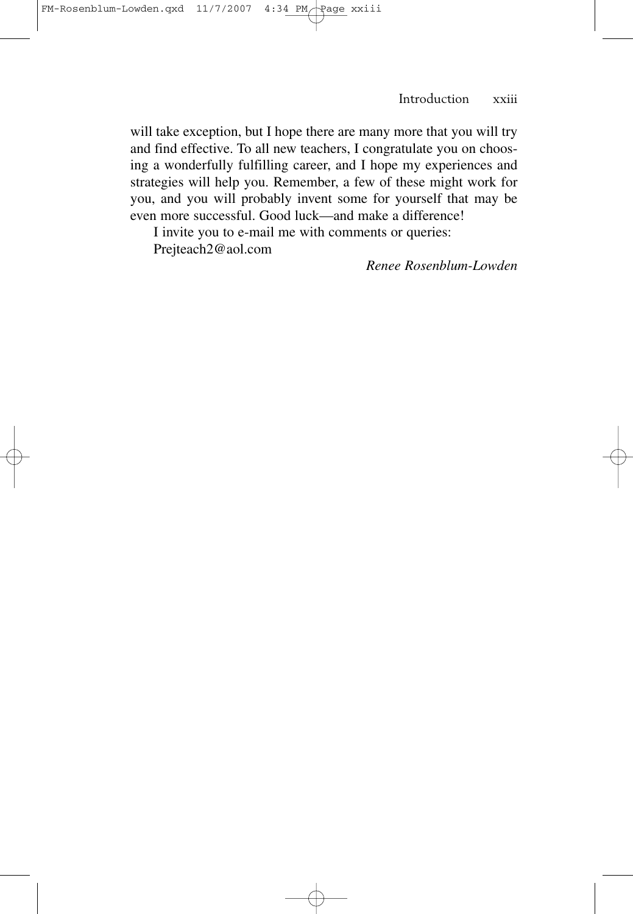will take exception, but I hope there are many more that you will try and find effective. To all new teachers, I congratulate you on choosing a wonderfully fulfilling career, and I hope my experiences and strategies will help you. Remember, a few of these might work for you, and you will probably invent some for yourself that may be even more successful. Good luck—and make a difference!

I invite you to e-mail me with comments or queries:
Prejteach2@aol.com

*Renee Rosenblum-Lowden*